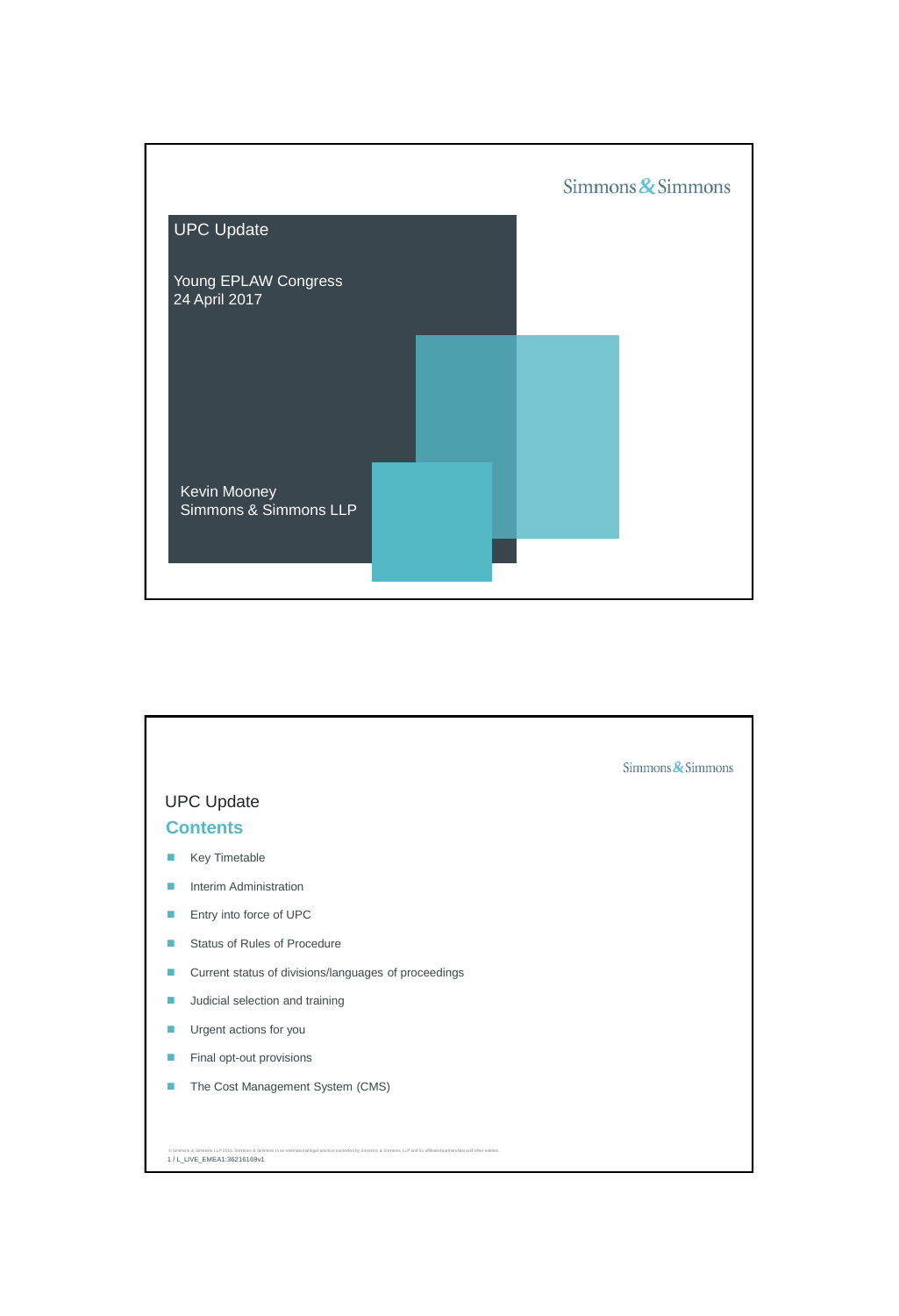Simmons & Simmons

# UPC Update

Young EPLAW Congress
24 April 2017

Kevin Mooney
Simmons & Simmons LLP

---

Simmons & Simmons

## UPC Update

### Contents

- Key Timetable
- Interim Administration
- Entry into force of UPC
- Status of Rules of Procedure
- Current status of divisions/languages of proceedings
- Judicial selection and training
- Urgent actions for you
- Final opt-out provisions
- The Cost Management System (CMS)

1 / L_LIVE_EMEA1:36216169v1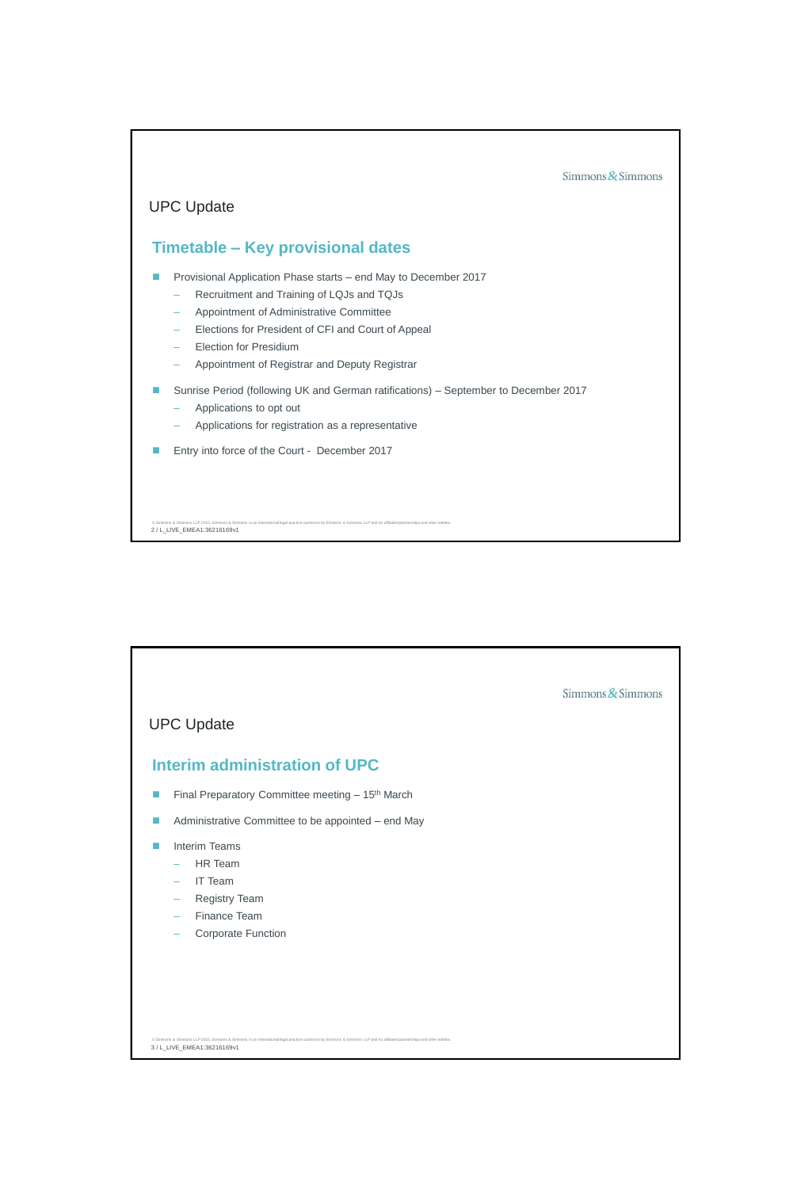## UPC Update

### Timetable – Key provisional dates

- Provisional Application Phase starts – end May to December 2017
  - Recruitment and Training of LQJs and TQJs
  - Appointment of Administrative Committee
  - Elections for President of CFI and Court of Appeal
  - Election for Presidium
  - Appointment of Registrar and Deputy Registrar
- Sunrise Period (following UK and German ratifications) – September to December 2017
  - Applications to opt out
  - Applications for registration as a representative
- Entry into force of the Court - December 2017

## UPC Update

### Interim administration of UPC

- Final Preparatory Committee meeting – 15th March
- Administrative Committee to be appointed – end May
- Interim Teams
  - HR Team
  - IT Team
  - Registry Team
  - Finance Team
  - Corporate Function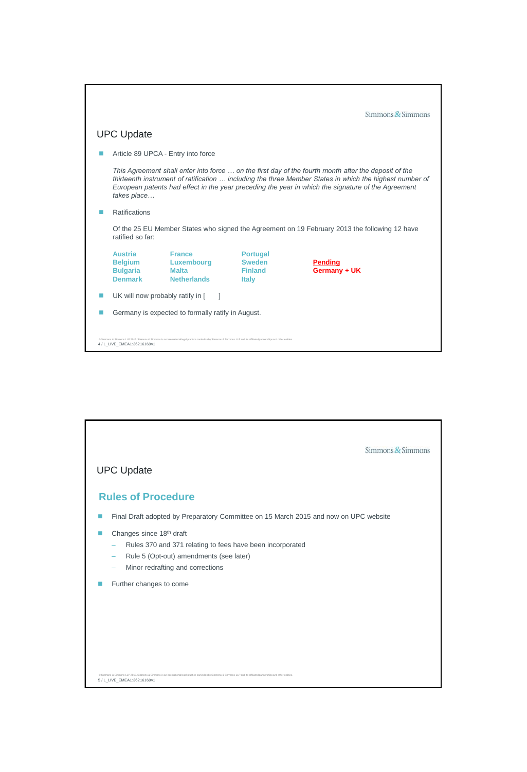## UPC Update

- Article 89 UPCA - Entry into force

  *This Agreement shall enter into force … on the first day of the fourth month after the deposit of the thirteenth instrument of ratification … including the three Member States in which the highest number of European patents had effect in the year preceding the year in which the signature of the Agreement takes place…*

- Ratifications

  Of the 25 EU Member States who signed the Agreement on 19 February 2013 the following 12 have ratified so far:

| | | | |
|---|---|---|---|
| **Austria** | **France** | **Portugal** | |
| **Belgium** | **Luxembourg** | **Sweden** | **Pending** |
| **Bulgaria** | **Malta** | **Finland** | **Germany + UK** |
| **Denmark** | **Netherlands** | **Italy** | |

- UK will now probably ratify in [ ]
- Germany is expected to formally ratify in August.

## UPC Update

### Rules of Procedure

- Final Draft adopted by Preparatory Committee on 15 March 2015 and now on UPC website
- Changes since 18th draft
  - Rules 370 and 371 relating to fees have been incorporated
  - Rule 5 (Opt-out) amendments (see later)
  - Minor redrafting and corrections
- Further changes to come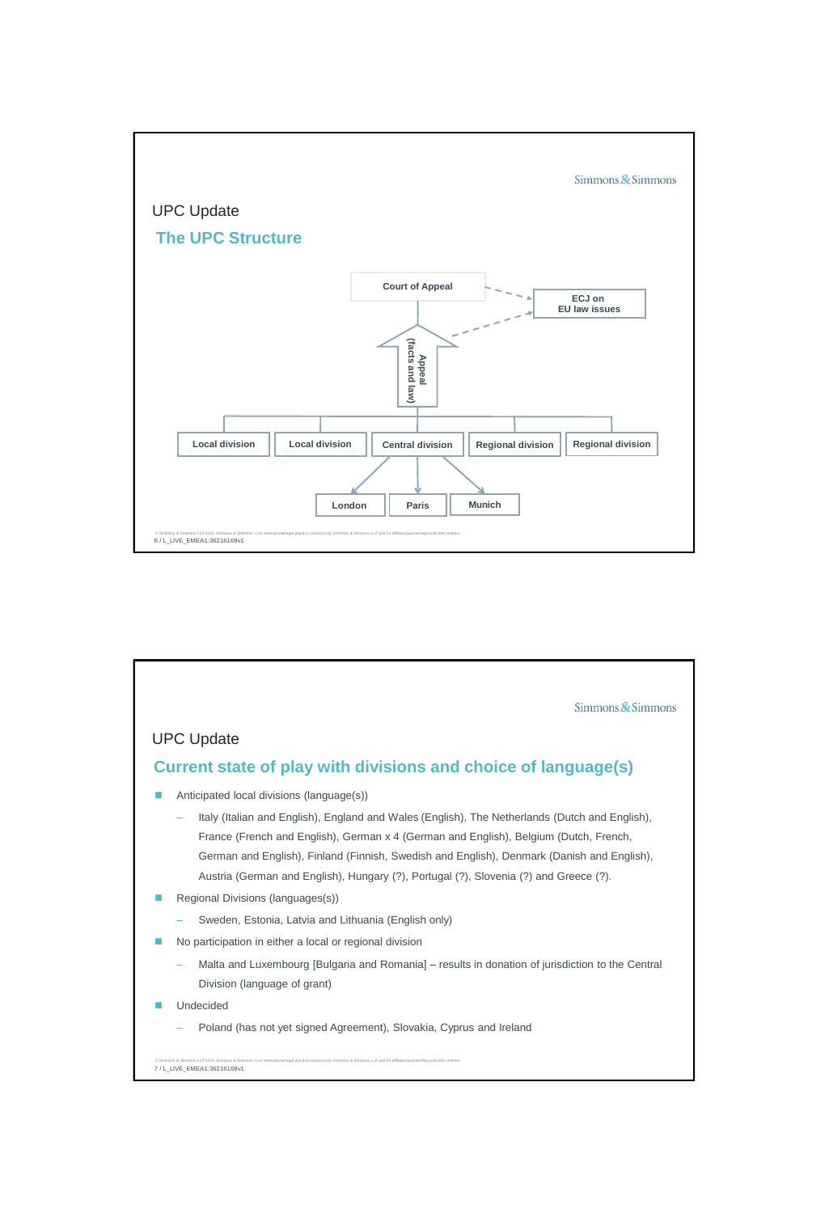## UPC Update

### The UPC Structure

- Court of Appeal
  - ECJ on EU law issues
  - Appeal (facts and law)
- Local division
- Local division
- Central division
  - London
  - Paris
  - Munich
- Regional division
- Regional division

## UPC Update

### Current state of play with divisions and choice of language(s)

- Anticipated local divisions (language(s))
  - Italy (Italian and English), England and Wales (English), The Netherlands (Dutch and English), France (French and English), German x 4 (German and English), Belgium (Dutch, French, German and English), Finland (Finnish, Swedish and English), Denmark (Danish and English), Austria (German and English), Hungary (?), Portugal (?), Slovenia (?) and Greece (?).
- Regional Divisions (languages(s))
  - Sweden, Estonia, Latvia and Lithuania (English only)
- No participation in either a local or regional division
  - Malta and Luxembourg [Bulgaria and Romania] – results in donation of jurisdiction to the Central Division (language of grant)
- Undecided
  - Poland (has not yet signed Agreement), Slovakia, Cyprus and Ireland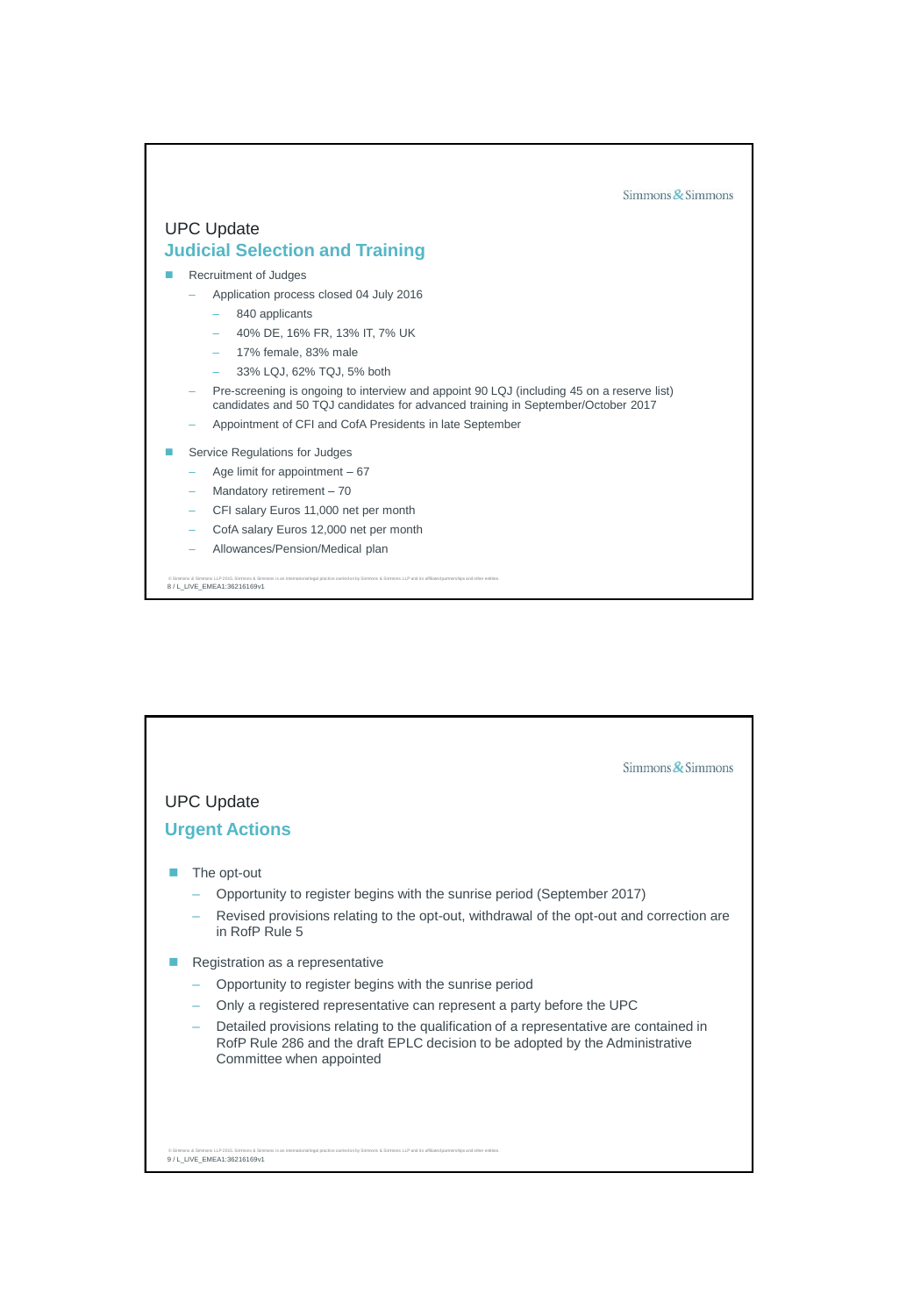## UPC Update

### Judicial Selection and Training

- Recruitment of Judges
  - Application process closed 04 July 2016
    - 840 applicants
    - 40% DE, 16% FR, 13% IT, 7% UK
    - 17% female, 83% male
    - 33% LQJ, 62% TQJ, 5% both
  - Pre-screening is ongoing to interview and appoint 90 LQJ (including 45 on a reserve list) candidates and 50 TQJ candidates for advanced training in September/October 2017
  - Appointment of CFI and CofA Presidents in late September
- Service Regulations for Judges
  - Age limit for appointment – 67
  - Mandatory retirement – 70
  - CFI salary Euros 11,000 net per month
  - CofA salary Euros 12,000 net per month
  - Allowances/Pension/Medical plan

## UPC Update

### Urgent Actions

- The opt-out
  - Opportunity to register begins with the sunrise period (September 2017)
  - Revised provisions relating to the opt-out, withdrawal of the opt-out and correction are in RofP Rule 5
- Registration as a representative
  - Opportunity to register begins with the sunrise period
  - Only a registered representative can represent a party before the UPC
  - Detailed provisions relating to the qualification of a representative are contained in RofP Rule 286 and the draft EPLC decision to be adopted by the Administrative Committee when appointed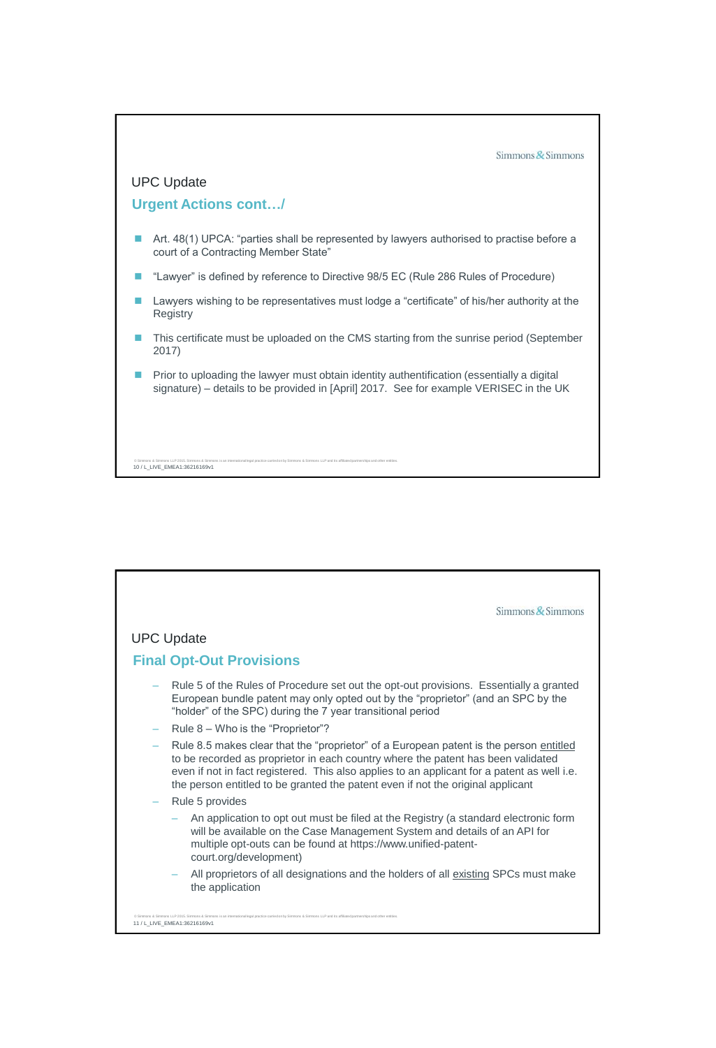## UPC Update

### Urgent Actions cont…/

- Art. 48(1) UPCA: "parties shall be represented by lawyers authorised to practise before a court of a Contracting Member State"
- "Lawyer" is defined by reference to Directive 98/5 EC (Rule 286 Rules of Procedure)
- Lawyers wishing to be representatives must lodge a "certificate" of his/her authority at the Registry
- This certificate must be uploaded on the CMS starting from the sunrise period (September 2017)
- Prior to uploading the lawyer must obtain identity authentification (essentially a digital signature) – details to be provided in [April] 2017. See for example VERISEC in the UK

## UPC Update

### Final Opt-Out Provisions

- Rule 5 of the Rules of Procedure set out the opt-out provisions. Essentially a granted European bundle patent may only opted out by the "proprietor" (and an SPC by the "holder" of the SPC) during the 7 year transitional period
- Rule 8 – Who is the "Proprietor"?
- Rule 8.5 makes clear that the "proprietor" of a European patent is the person entitled to be recorded as proprietor in each country where the patent has been validated even if not in fact registered. This also applies to an applicant for a patent as well i.e. the person entitled to be granted the patent even if not the original applicant
- Rule 5 provides
  - An application to opt out must be filed at the Registry (a standard electronic form will be available on the Case Management System and details of an API for multiple opt-outs can be found at https://www.unified-patent-court.org/development)
  - All proprietors of all designations and the holders of all existing SPCs must make the application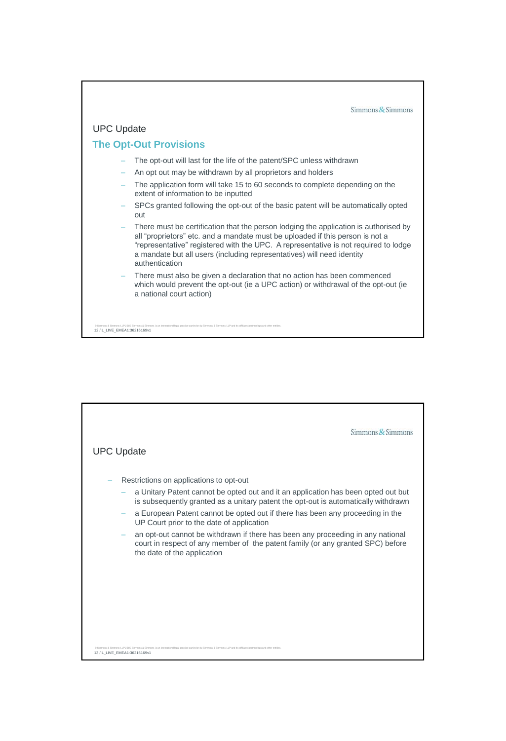## UPC Update

### The Opt-Out Provisions

- The opt-out will last for the life of the patent/SPC unless withdrawn
- An opt out may be withdrawn by all proprietors and holders
- The application form will take 15 to 60 seconds to complete depending on the extent of information to be inputted
- SPCs granted following the opt-out of the basic patent will be automatically opted out
- There must be certification that the person lodging the application is authorised by all "proprietors" etc. and a mandate must be uploaded if this person is not a "representative" registered with the UPC. A representative is not required to lodge a mandate but all users (including representatives) will need identity authentication
- There must also be given a declaration that no action has been commenced which would prevent the opt-out (ie a UPC action) or withdrawal of the opt-out (ie a national court action)

## UPC Update

- Restrictions on applications to opt-out
  - a Unitary Patent cannot be opted out and it an application has been opted out but is subsequently granted as a unitary patent the opt-out is automatically withdrawn
  - a European Patent cannot be opted out if there has been any proceeding in the UP Court prior to the date of application
  - an opt-out cannot be withdrawn if there has been any proceeding in any national court in respect of any member of the patent family (or any granted SPC) before the date of the application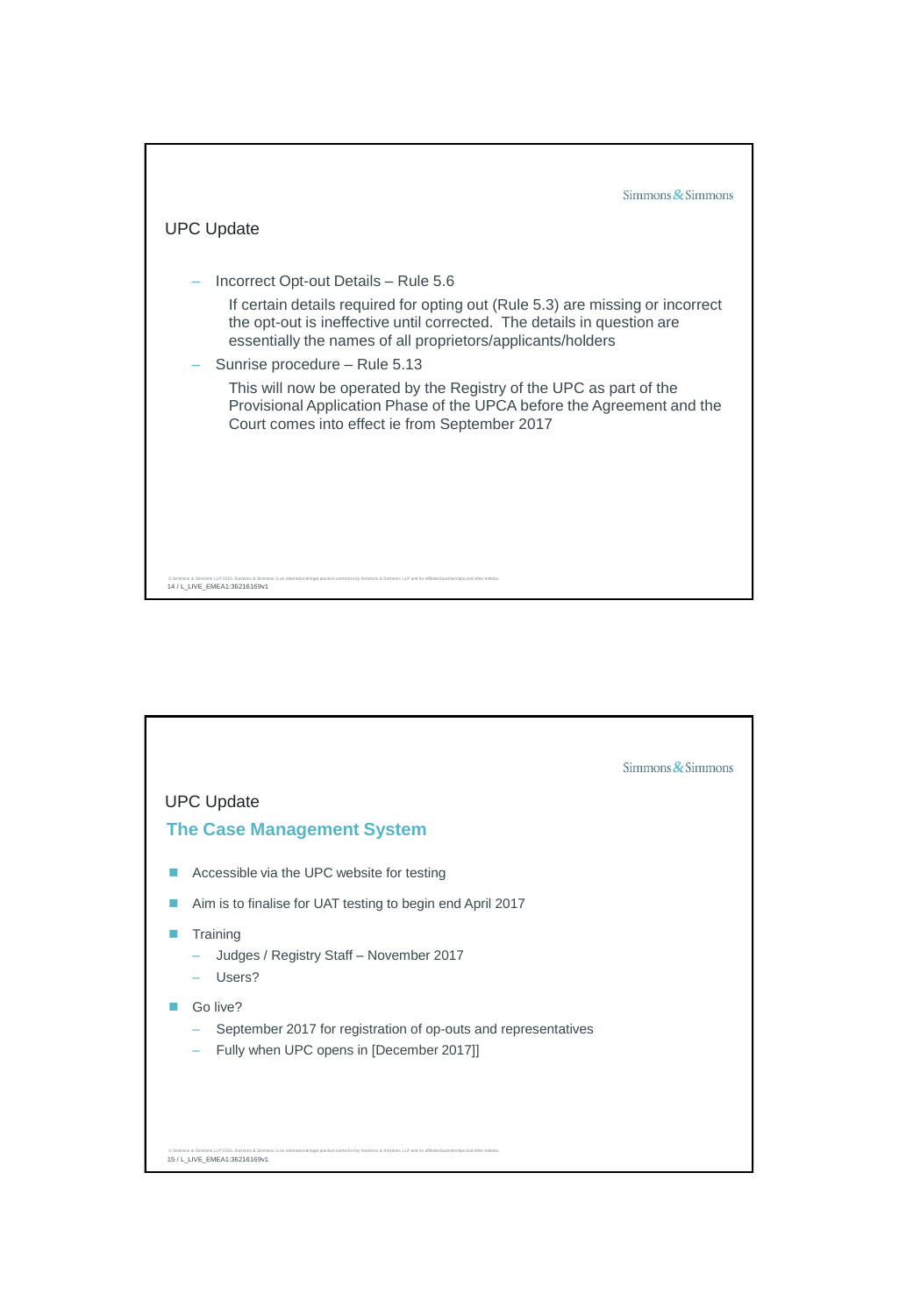## UPC Update

- Incorrect Opt-out Details – Rule 5.6

  If certain details required for opting out (Rule 5.3) are missing or incorrect the opt-out is ineffective until corrected. The details in question are essentially the names of all proprietors/applicants/holders

- Sunrise procedure – Rule 5.13

  This will now be operated by the Registry of the UPC as part of the Provisional Application Phase of the UPCA before the Agreement and the Court comes into effect ie from September 2017

## UPC Update

### The Case Management System

- Accessible via the UPC website for testing
- Aim is to finalise for UAT testing to begin end April 2017
- Training
  - Judges / Registry Staff – November 2017
  - Users?
- Go live?
  - September 2017 for registration of op-outs and representatives
  - Fully when UPC opens in [December 2017]]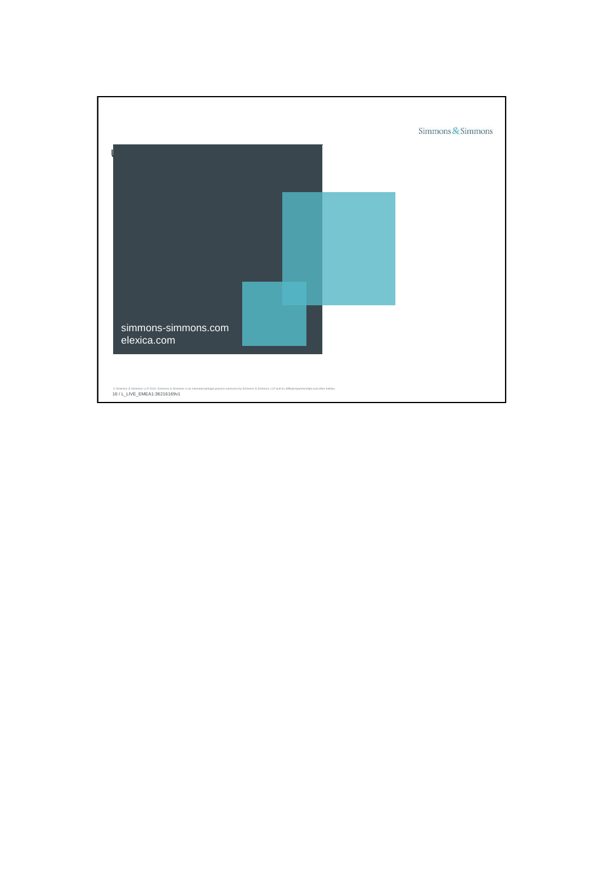simmons-simmons.com
elexica.com

© Simmons & Simmons LLP 2015. Simmons & Simmons is an international legal practice carried on by Simmons & Simmons LLP and its affiliated partnerships and other entities